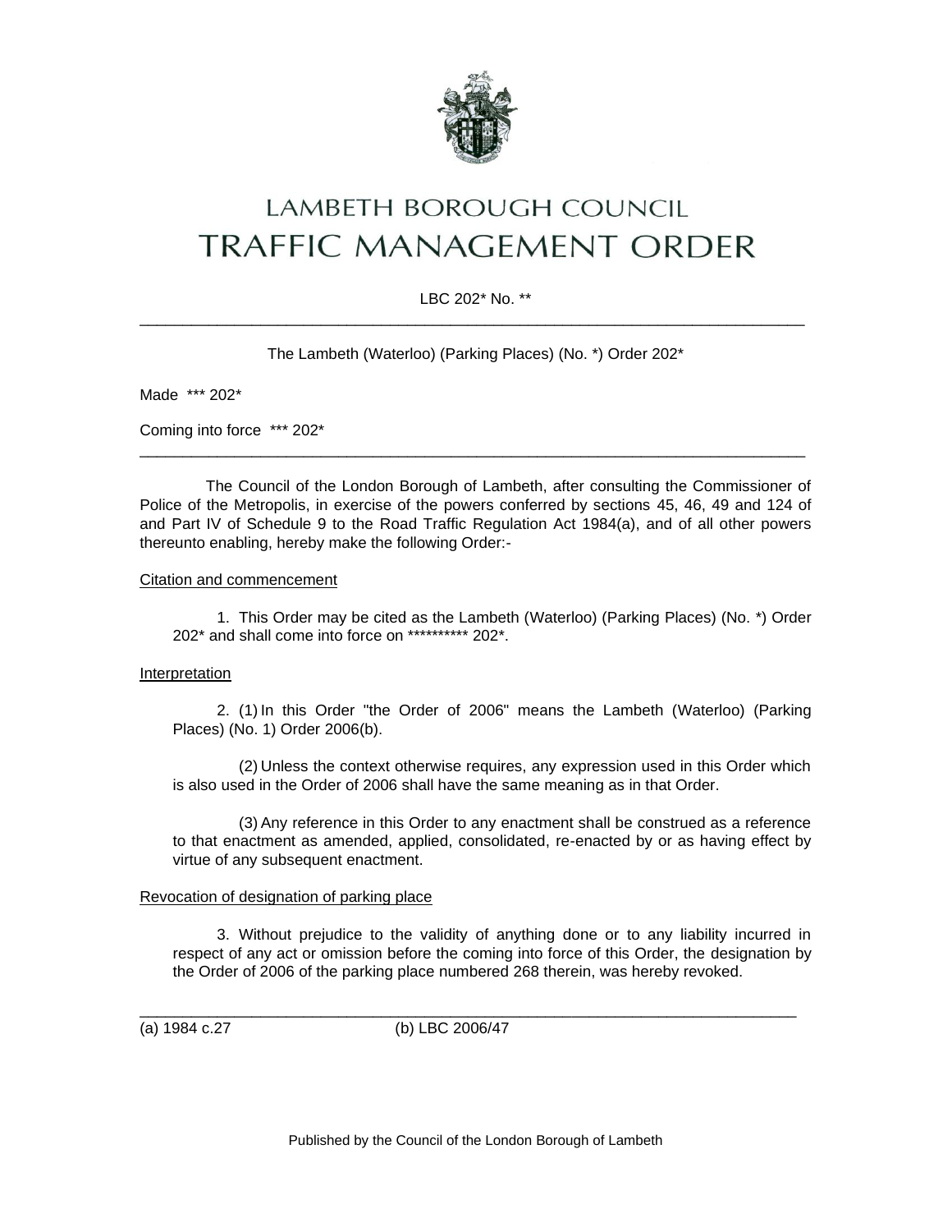# LAMBETH BOROUGH COUNCIL
# TRAFFIC MANAGEMENT ORDER

LBC 202* No. **

---

The Lambeth (Waterloo) (Parking Places) (No. *) Order 202*

Made *** 202*

Coming into force *** 202*

---

The Council of the London Borough of Lambeth, after consulting the Commissioner of Police of the Metropolis, in exercise of the powers conferred by sections 45, 46, 49 and 124 of and Part IV of Schedule 9 to the Road Traffic Regulation Act 1984(a), and of all other powers thereunto enabling, hereby make the following Order:-

Citation and commencement

1. This Order may be cited as the Lambeth (Waterloo) (Parking Places) (No. *) Order 202* and shall come into force on ********** 202*.

Interpretation

2. (1) In this Order "the Order of 2006" means the Lambeth (Waterloo) (Parking Places) (No. 1) Order 2006(b).

(2) Unless the context otherwise requires, any expression used in this Order which is also used in the Order of 2006 shall have the same meaning as in that Order.

(3) Any reference in this Order to any enactment shall be construed as a reference to that enactment as amended, applied, consolidated, re-enacted by or as having effect by virtue of any subsequent enactment.

Revocation of designation of parking place

3. Without prejudice to the validity of anything done or to any liability incurred in respect of any act or omission before the coming into force of this Order, the designation by the Order of 2006 of the parking place numbered 268 therein, was hereby revoked.

---

(a) 1984 c.27 (b) LBC 2006/47

Published by the Council of the London Borough of Lambeth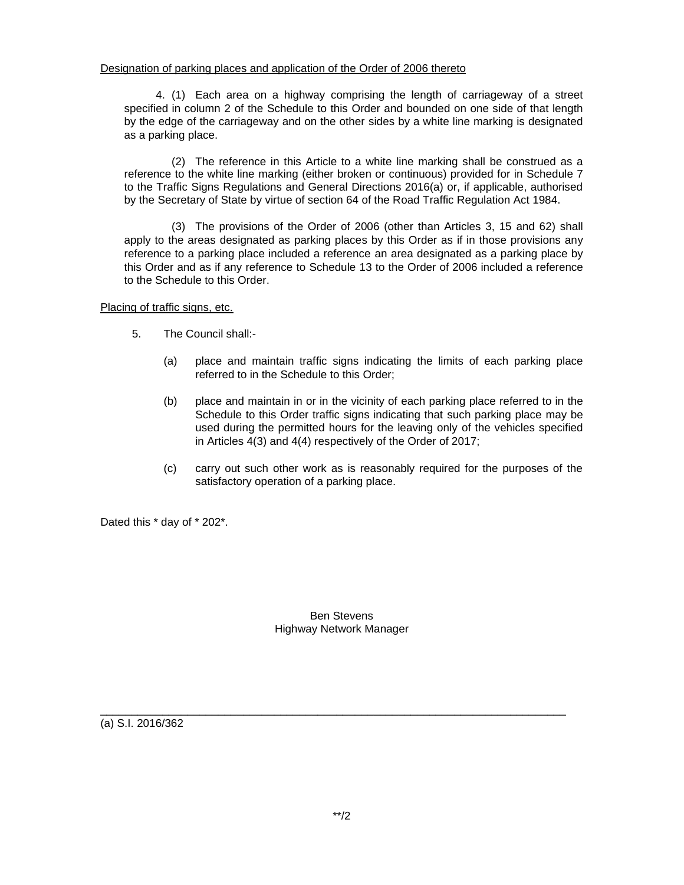Designation of parking places and application of the Order of 2006 thereto

4. (1) Each area on a highway comprising the length of carriageway of a street specified in column 2 of the Schedule to this Order and bounded on one side of that length by the edge of the carriageway and on the other sides by a white line marking is designated as a parking place.

(2) The reference in this Article to a white line marking shall be construed as a reference to the white line marking (either broken or continuous) provided for in Schedule 7 to the Traffic Signs Regulations and General Directions 2016(a) or, if applicable, authorised by the Secretary of State by virtue of section 64 of the Road Traffic Regulation Act 1984.

(3) The provisions of the Order of 2006 (other than Articles 3, 15 and 62) shall apply to the areas designated as parking places by this Order as if in those provisions any reference to a parking place included a reference an area designated as a parking place by this Order and as if any reference to Schedule 13 to the Order of 2006 included a reference to the Schedule to this Order.

Placing of traffic signs, etc.

5. The Council shall:-

(a) place and maintain traffic signs indicating the limits of each parking place referred to in the Schedule to this Order;

(b) place and maintain in or in the vicinity of each parking place referred to in the Schedule to this Order traffic signs indicating that such parking place may be used during the permitted hours for the leaving only of the vehicles specified in Articles 4(3) and 4(4) respectively of the Order of 2017;

(c) carry out such other work as is reasonably required for the purposes of the satisfactory operation of a parking place.

Dated this * day of * 202*.

Ben Stevens
Highway Network Manager

---

(a) S.I. 2016/362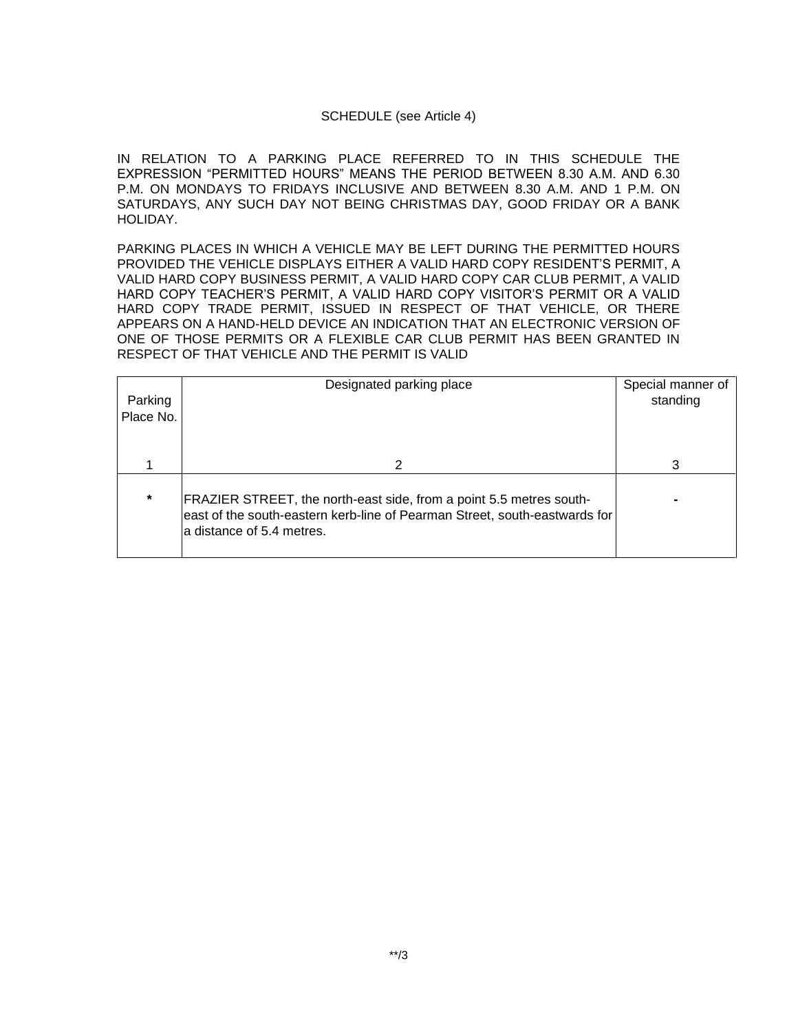SCHEDULE (see Article 4)

IN RELATION TO A PARKING PLACE REFERRED TO IN THIS SCHEDULE THE EXPRESSION "PERMITTED HOURS" MEANS THE PERIOD BETWEEN 8.30 A.M. AND 6.30 P.M. ON MONDAYS TO FRIDAYS INCLUSIVE AND BETWEEN 8.30 A.M. AND 1 P.M. ON SATURDAYS, ANY SUCH DAY NOT BEING CHRISTMAS DAY, GOOD FRIDAY OR A BANK HOLIDAY.

PARKING PLACES IN WHICH A VEHICLE MAY BE LEFT DURING THE PERMITTED HOURS PROVIDED THE VEHICLE DISPLAYS EITHER A VALID HARD COPY RESIDENT'S PERMIT, A VALID HARD COPY BUSINESS PERMIT, A VALID HARD COPY CAR CLUB PERMIT, A VALID HARD COPY TEACHER'S PERMIT, A VALID HARD COPY VISITOR'S PERMIT OR A VALID HARD COPY TRADE PERMIT, ISSUED IN RESPECT OF THAT VEHICLE, OR THERE APPEARS ON A HAND-HELD DEVICE AN INDICATION THAT AN ELECTRONIC VERSION OF ONE OF THOSE PERMITS OR A FLEXIBLE CAR CLUB PERMIT HAS BEEN GRANTED IN RESPECT OF THAT VEHICLE AND THE PERMIT IS VALID

| Parking Place No. | Designated parking place | Special manner of standing |
| --- | --- | --- |
| 1 | 2 | 3 |
| * | FRAZIER STREET, the north-east side, from a point 5.5 metres south-east of the south-eastern kerb-line of Pearman Street, south-eastwards for a distance of 5.4 metres. | - |